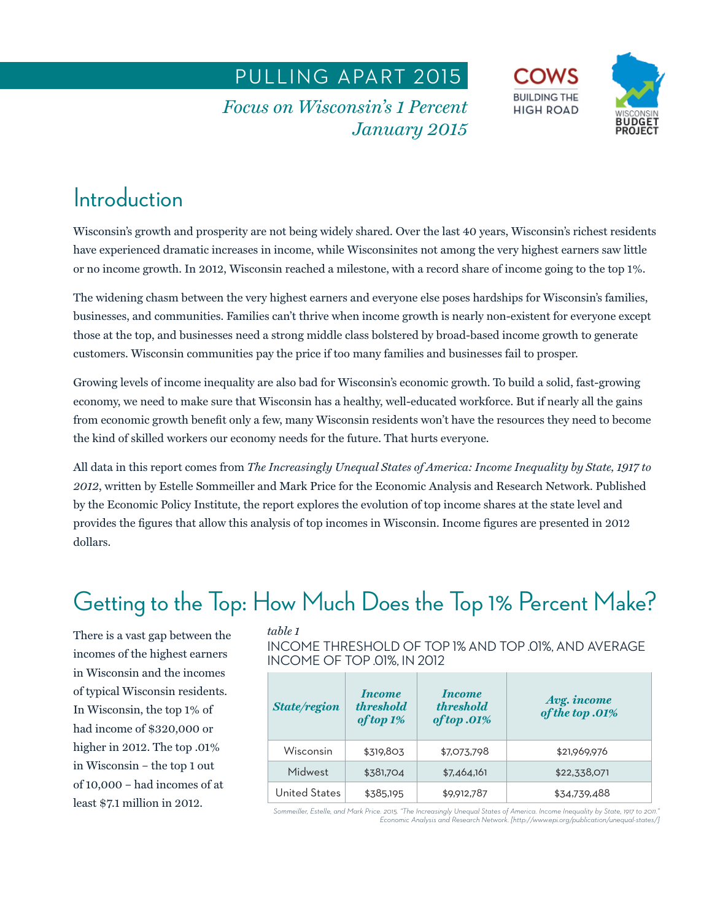# PULLING APART 2015

*Focus on Wisconsin's 1 Percent*
*January 2015*

COWS BUILDING THE HIGH ROAD

WISCONSIN BUDGET PROJECT

## Introduction

Wisconsin's growth and prosperity are not being widely shared. Over the last 40 years, Wisconsin's richest residents have experienced dramatic increases in income, while Wisconsinites not among the very highest earners saw little or no income growth. In 2012, Wisconsin reached a milestone, with a record share of income going to the top 1%.

The widening chasm between the very highest earners and everyone else poses hardships for Wisconsin's families, businesses, and communities. Families can't thrive when income growth is nearly non-existent for everyone except those at the top, and businesses need a strong middle class bolstered by broad-based income growth to generate customers. Wisconsin communities pay the price if too many families and businesses fail to prosper.

Growing levels of income inequality are also bad for Wisconsin's economic growth. To build a solid, fast-growing economy, we need to make sure that Wisconsin has a healthy, well-educated workforce. But if nearly all the gains from economic growth benefit only a few, many Wisconsin residents won't have the resources they need to become the kind of skilled workers our economy needs for the future. That hurts everyone.

All data in this report comes from *The Increasingly Unequal States of America: Income Inequality by State, 1917 to 2012*, written by Estelle Sommeiller and Mark Price for the Economic Analysis and Research Network. Published by the Economic Policy Institute, the report explores the evolution of top income shares at the state level and provides the figures that allow this analysis of top incomes in Wisconsin. Income figures are presented in 2012 dollars.

## Getting to the Top: How Much Does the Top 1% Percent Make?

There is a vast gap between the incomes of the highest earners in Wisconsin and the incomes of typical Wisconsin residents. In Wisconsin, the top 1% of had income of $320,000 or higher in 2012. The top .01% in Wisconsin – the top 1 out of 10,000 – had incomes of at least $7.1 million in 2012.

*table 1*

INCOME THRESHOLD OF TOP 1% AND TOP .01%, AND AVERAGE INCOME OF TOP .01%, IN 2012

| *State/region* | *Income threshold of top 1%* | *Income threshold of top .01%* | *Avg. income of the top .01%* |
|---|---|---|---|
| Wisconsin | $319,803 | $7,073,798 | $21,969,976 |
| Midwest | $381,704 | $7,464,161 | $22,338,071 |
| United States | $385,195 | $9,912,787 | $34,739,488 |

*Sommeiller, Estelle, and Mark Price. 2015. "The Increasingly Unequal States of America. Income Inequality by State, 1917 to 2011." Economic Analysis and Research Network. [http://www.epi.org/publication/unequal-states/]*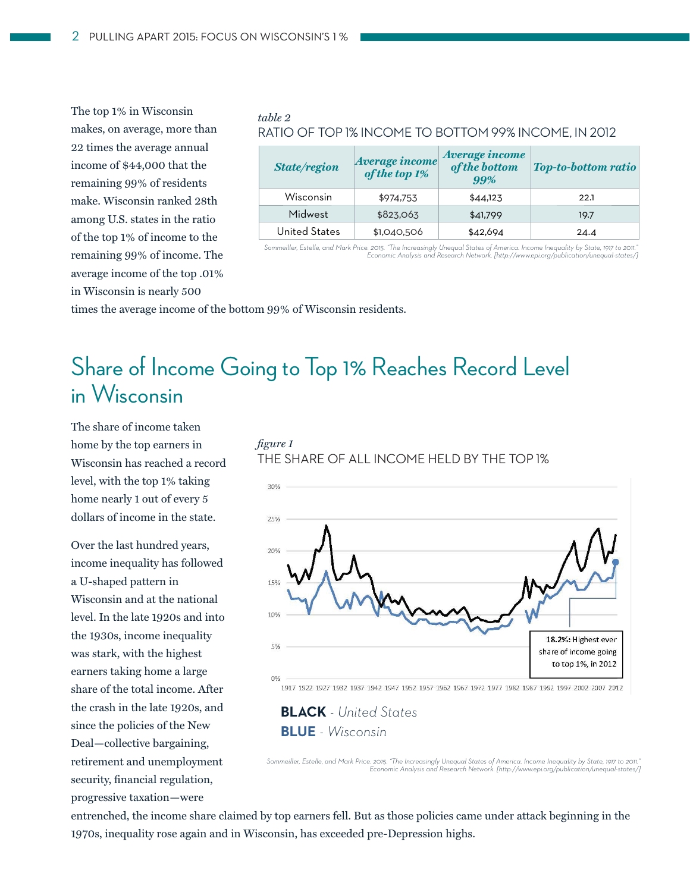The top 1% in Wisconsin makes, on average, more than 22 times the average annual income of $44,000 that the remaining 99% of residents make. Wisconsin ranked 28th among U.S. states in the ratio of the top 1% of income to the remaining 99% of income. The average income of the top .01% in Wisconsin is nearly 500 times the average income of the bottom 99% of Wisconsin residents.

*table 2*

RATIO OF TOP 1% INCOME TO BOTTOM 99% INCOME, IN 2012

| *State/region* | *Average income of the top 1%* | *Average income of the bottom 99%* | *Top-to-bottom ratio* |
|---|---|---|---|
| Wisconsin | $974,753 | $44,123 | 22.1 |
| Midwest | $823,063 | $41,799 | 19.7 |
| United States | $1,040,506 | $42,694 | 24.4 |

*Sommeiller, Estelle, and Mark Price. 2015. "The Increasingly Unequal States of America. Income Inequality by State, 1917 to 2011." Economic Analysis and Research Network. [http://www.epi.org/publication/unequal-states/]*

## Share of Income Going to Top 1% Reaches Record Level in Wisconsin

The share of income taken home by the top earners in Wisconsin has reached a record level, with the top 1% taking home nearly 1 out of every 5 dollars of income in the state.

Over the last hundred years, income inequality has followed a U-shaped pattern in Wisconsin and at the national level. In the late 1920s and into the 1930s, income inequality was stark, with the highest earners taking home a large share of the total income. After the crash in the late 1920s, and since the policies of the New Deal—collective bargaining, retirement and unemployment security, financial regulation, progressive taxation—were entrenched, the income share claimed by top earners fell. But as those policies came under attack beginning in the 1970s, inequality rose again and in Wisconsin, has exceeded pre-Depression highs.

*figure 1*

THE SHARE OF ALL INCOME HELD BY THE TOP 1%

**18.2%:** Highest ever share of income going to top 1%, in 2012

**BLACK** - *United States*

**BLUE** - *Wisconsin*

*Sommeiller, Estelle, and Mark Price. 2015. "The Increasingly Unequal States of America. Income Inequality by State, 1917 to 2011." Economic Analysis and Research Network. [http://www.epi.org/publication/unequal-states/]*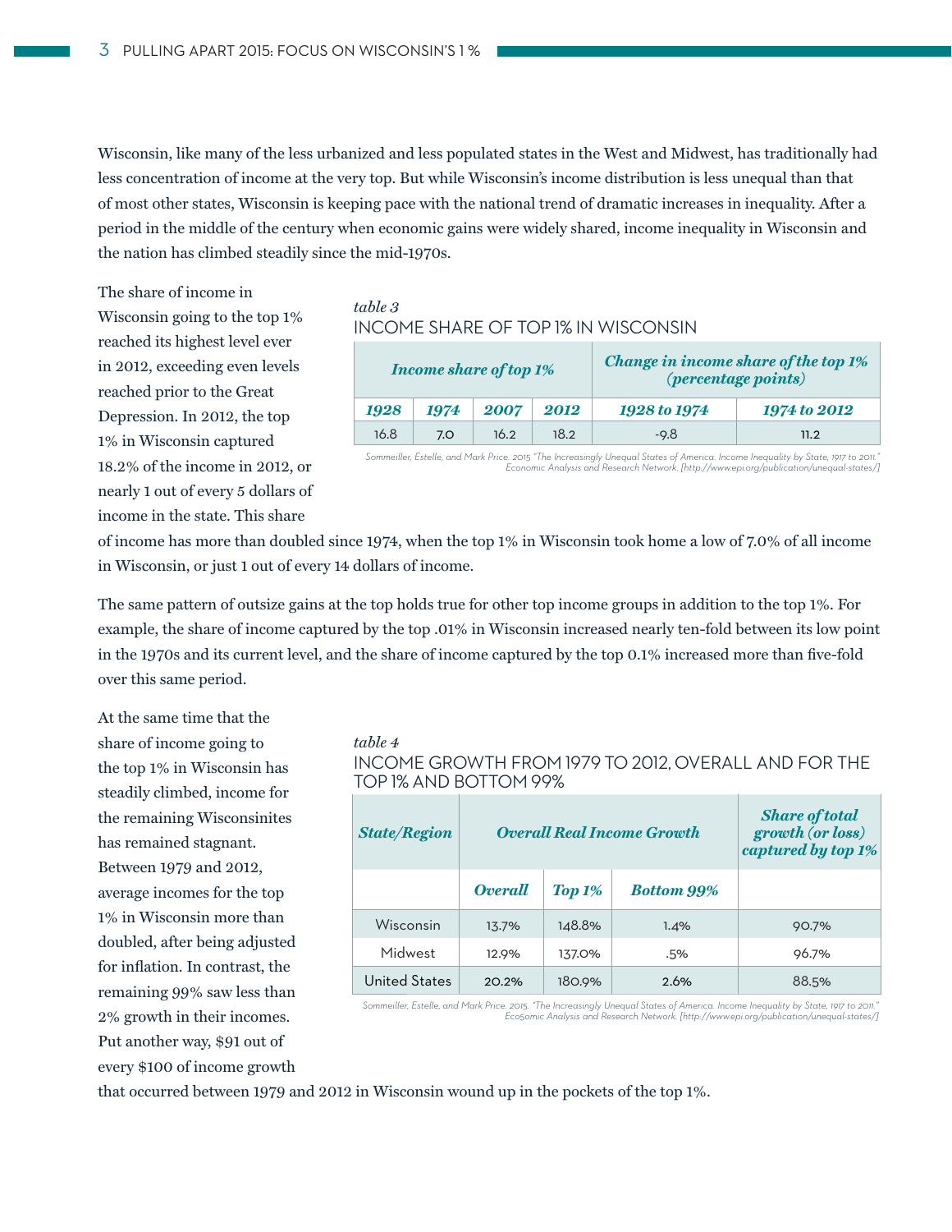Wisconsin, like many of the less urbanized and less populated states in the West and Midwest, has traditionally had less concentration of income at the very top. But while Wisconsin's income distribution is less unequal than that of most other states, Wisconsin is keeping pace with the national trend of dramatic increases in inequality. After a period in the middle of the century when economic gains were widely shared, income inequality in Wisconsin and the nation has climbed steadily since the mid-1970s.

The share of income in Wisconsin going to the top 1% reached its highest level ever in 2012, exceeding even levels reached prior to the Great Depression. In 2012, the top 1% in Wisconsin captured 18.2% of the income in 2012, or nearly 1 out of every 5 dollars of income in the state. This share of income has more than doubled since 1974, when the top 1% in Wisconsin took home a low of 7.0% of all income in Wisconsin, or just 1 out of every 14 dollars of income.

*table 3*

INCOME SHARE OF TOP 1% IN WISCONSIN

| *Income share of top 1%* | | | | *Change in income share of the top 1% (percentage points)* | |
|---|---|---|---|---|---|
| *1928* | *1974* | *2007* | *2012* | *1928 to 1974* | *1974 to 2012* |
| 16.8 | 7.0 | 16.2 | 18.2 | -9.8 | 11.2 |

Sommeiller, Estelle, and Mark Price. 2015 "The Increasingly Unequal States of America. Income Inequality by State, 1917 to 2011." Economic Analysis and Research Network. [http://www.epi.org/publication/unequal-states/]

The same pattern of outsize gains at the top holds true for other top income groups in addition to the top 1%. For example, the share of income captured by the top .01% in Wisconsin increased nearly ten-fold between its low point in the 1970s and its current level, and the share of income captured by the top 0.1% increased more than five-fold over this same period.

At the same time that the share of income going to the top 1% in Wisconsin has steadily climbed, income for the remaining Wisconsinites has remained stagnant. Between 1979 and 2012, average incomes for the top 1% in Wisconsin more than doubled, after being adjusted for inflation. In contrast, the remaining 99% saw less than 2% growth in their incomes. Put another way, $91 out of every $100 of income growth that occurred between 1979 and 2012 in Wisconsin wound up in the pockets of the top 1%.

*table 4*

INCOME GROWTH FROM 1979 TO 2012, OVERALL AND FOR THE TOP 1% AND BOTTOM 99%

| *State/Region* | *Overall Real Income Growth* | | | *Share of total growth (or loss) captured by top 1%* |
|---|---|---|---|---|
| | *Overall* | *Top 1%* | *Bottom 99%* | |
| Wisconsin | 13.7% | 148.8% | 1.4% | 90.7% |
| Midwest | 12.9% | 137.0% | .5% | 96.7% |
| United States | 20.2% | 180.9% | 2.6% | 88.5% |

Sommeiller, Estelle, and Mark Price. 2015. "The Increasingly Unequal States of America. Income Inequality by State, 1917 to 2011." Eco5omic Analysis and Research Network. [http://www.epi.org/publication/unequal-states/]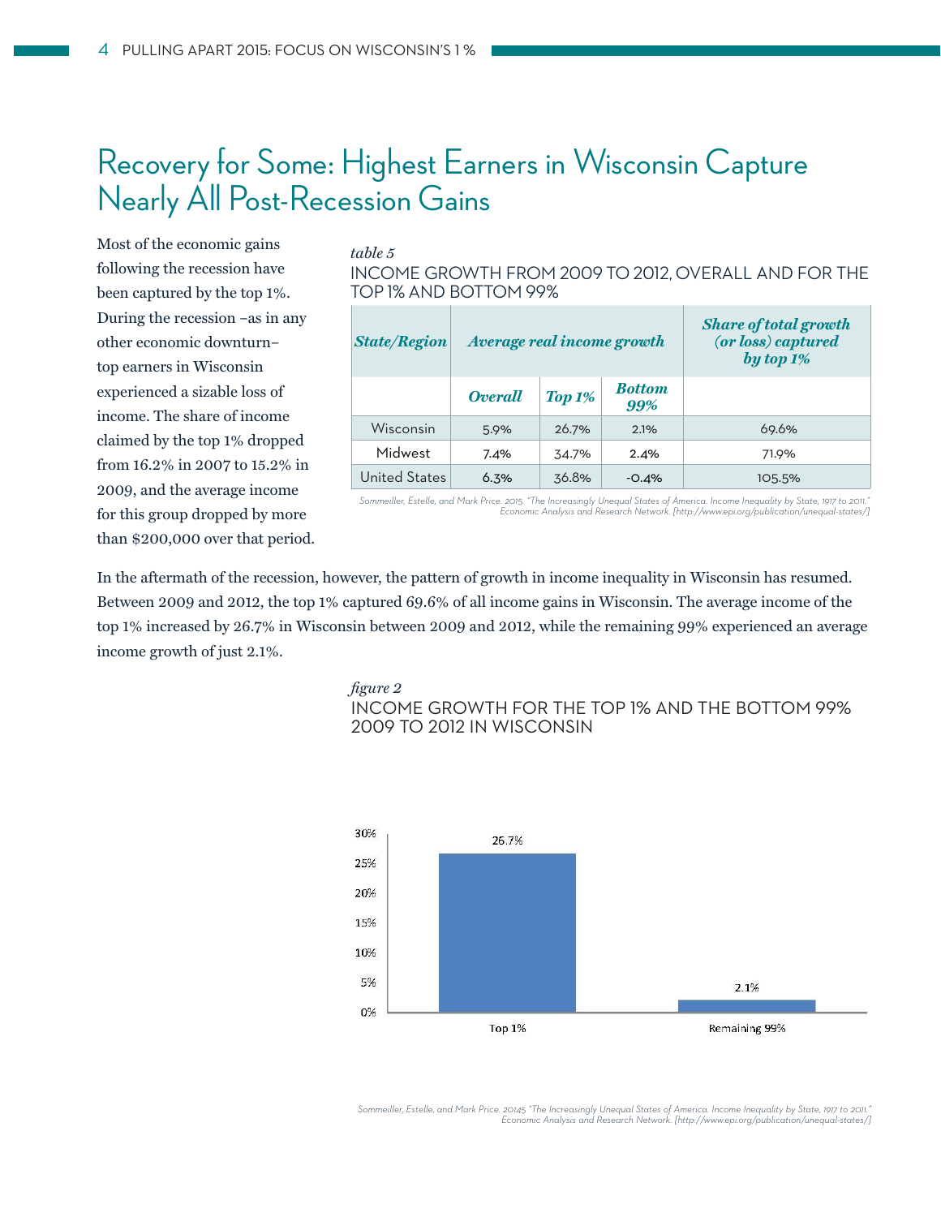# Recovery for Some: Highest Earners in Wisconsin Capture Nearly All Post-Recession Gains

Most of the economic gains following the recession have been captured by the top 1%. During the recession –as in any other economic downturn– top earners in Wisconsin experienced a sizable loss of income. The share of income claimed by the top 1% dropped from 16.2% in 2007 to 15.2% in 2009, and the average income for this group dropped by more than $200,000 over that period.

*table 5*

INCOME GROWTH FROM 2009 TO 2012, OVERALL AND FOR THE TOP 1% AND BOTTOM 99%

| ***State/Region*** | ***Average real income growth*** | | | ***Share of total growth (or loss) captured by top 1%*** |
|---|---|---|---|---|
| | ***Overall*** | ***Top 1%*** | ***Bottom 99%*** | |
| Wisconsin | 5.9% | 26.7% | 2.1% | 69.6% |
| Midwest | 7.4% | 34.7% | 2.4% | 71.9% |
| United States | 6.3% | 36.8% | -0.4% | 105.5% |

*Sommeiller, Estelle, and Mark Price. 2015. "The Increasingly Unequal States of America. Income Inequality by State, 1917 to 2011." Economic Analysis and Research Network. [http://www.epi.org/publication/unequal-states/]*

In the aftermath of the recession, however, the pattern of growth in income inequality in Wisconsin has resumed. Between 2009 and 2012, the top 1% captured 69.6% of all income gains in Wisconsin. The average income of the top 1% increased by 26.7% in Wisconsin between 2009 and 2012, while the remaining 99% experienced an average income growth of just 2.1%.

*figure 2*

INCOME GROWTH FOR THE TOP 1% AND THE BOTTOM 99% 2009 TO 2012 IN WISCONSIN

| | Income growth |
|---|---|
| Top 1% | 26.7% |
| Remaining 99% | 2.1% |

*Sommeiller, Estelle, and Mark Price. 20145 "The Increasingly Unequal States of America. Income Inequality by State, 1917 to 2011." Economic Analysis and Research Network. [http://www.epi.org/publication/unequal-states/]*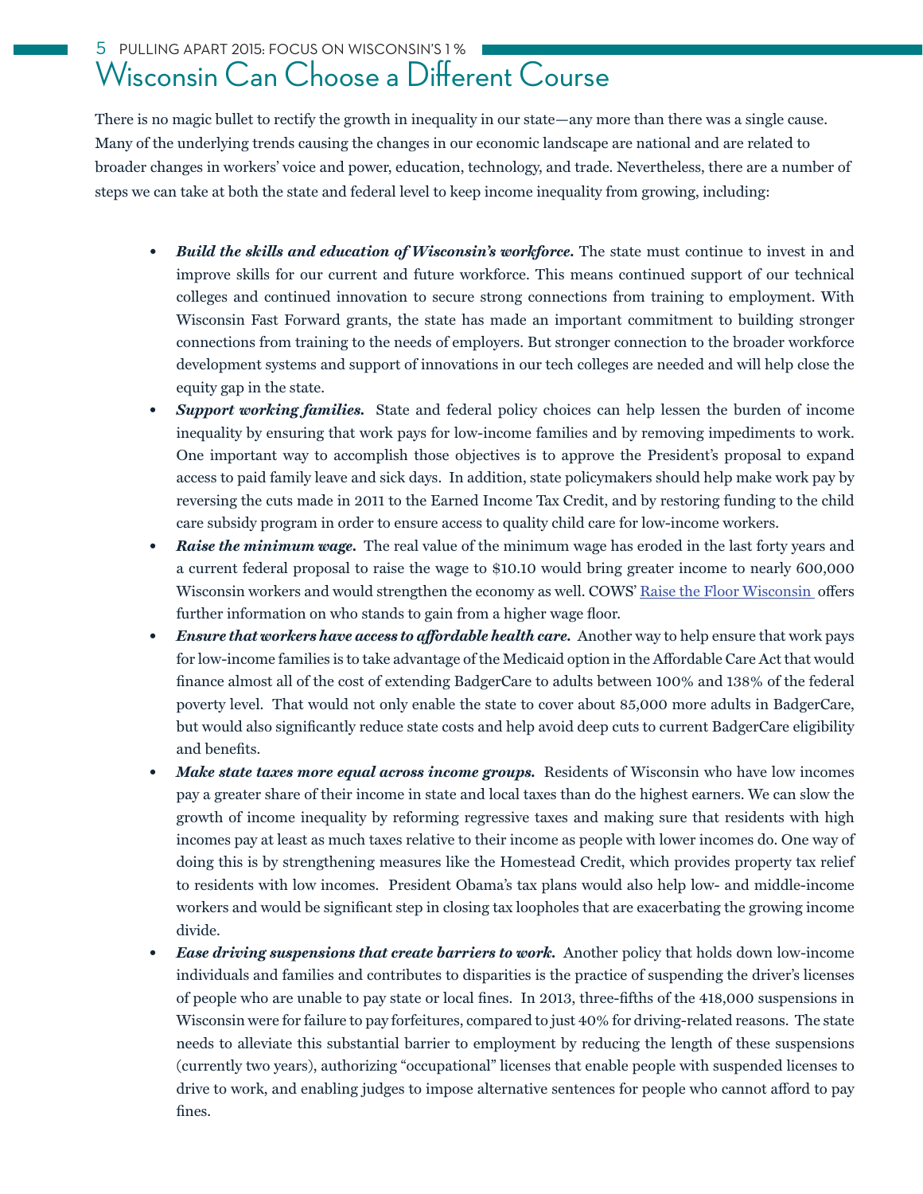# Wisconsin Can Choose a Different Course

There is no magic bullet to rectify the growth in inequality in our state—any more than there was a single cause. Many of the underlying trends causing the changes in our economic landscape are national and are related to broader changes in workers' voice and power, education, technology, and trade. Nevertheless, there are a number of steps we can take at both the state and federal level to keep income inequality from growing, including:

- ***Build the skills and education of Wisconsin's workforce.*** The state must continue to invest in and improve skills for our current and future workforce. This means continued support of our technical colleges and continued innovation to secure strong connections from training to employment. With Wisconsin Fast Forward grants, the state has made an important commitment to building stronger connections from training to the needs of employers. But stronger connection to the broader workforce development systems and support of innovations in our tech colleges are needed and will help close the equity gap in the state.
- ***Support working families.*** State and federal policy choices can help lessen the burden of income inequality by ensuring that work pays for low-income families and by removing impediments to work. One important way to accomplish those objectives is to approve the President's proposal to expand access to paid family leave and sick days. In addition, state policymakers should help make work pay by reversing the cuts made in 2011 to the Earned Income Tax Credit, and by restoring funding to the child care subsidy program in order to ensure access to quality child care for low-income workers.
- ***Raise the minimum wage.*** The real value of the minimum wage has eroded in the last forty years and a current federal proposal to raise the wage to $10.10 would bring greater income to nearly 600,000 Wisconsin workers and would strengthen the economy as well. COWS' Raise the Floor Wisconsin offers further information on who stands to gain from a higher wage floor.
- ***Ensure that workers have access to affordable health care.*** Another way to help ensure that work pays for low-income families is to take advantage of the Medicaid option in the Affordable Care Act that would finance almost all of the cost of extending BadgerCare to adults between 100% and 138% of the federal poverty level. That would not only enable the state to cover about 85,000 more adults in BadgerCare, but would also significantly reduce state costs and help avoid deep cuts to current BadgerCare eligibility and benefits.
- ***Make state taxes more equal across income groups.*** Residents of Wisconsin who have low incomes pay a greater share of their income in state and local taxes than do the highest earners. We can slow the growth of income inequality by reforming regressive taxes and making sure that residents with high incomes pay at least as much taxes relative to their income as people with lower incomes do. One way of doing this is by strengthening measures like the Homestead Credit, which provides property tax relief to residents with low incomes. President Obama's tax plans would also help low- and middle-income workers and would be significant step in closing tax loopholes that are exacerbating the growing income divide.
- ***Ease driving suspensions that create barriers to work.*** Another policy that holds down low-income individuals and families and contributes to disparities is the practice of suspending the driver's licenses of people who are unable to pay state or local fines. In 2013, three-fifths of the 418,000 suspensions in Wisconsin were for failure to pay forfeitures, compared to just 40% for driving-related reasons. The state needs to alleviate this substantial barrier to employment by reducing the length of these suspensions (currently two years), authorizing "occupational" licenses that enable people with suspended licenses to drive to work, and enabling judges to impose alternative sentences for people who cannot afford to pay fines.